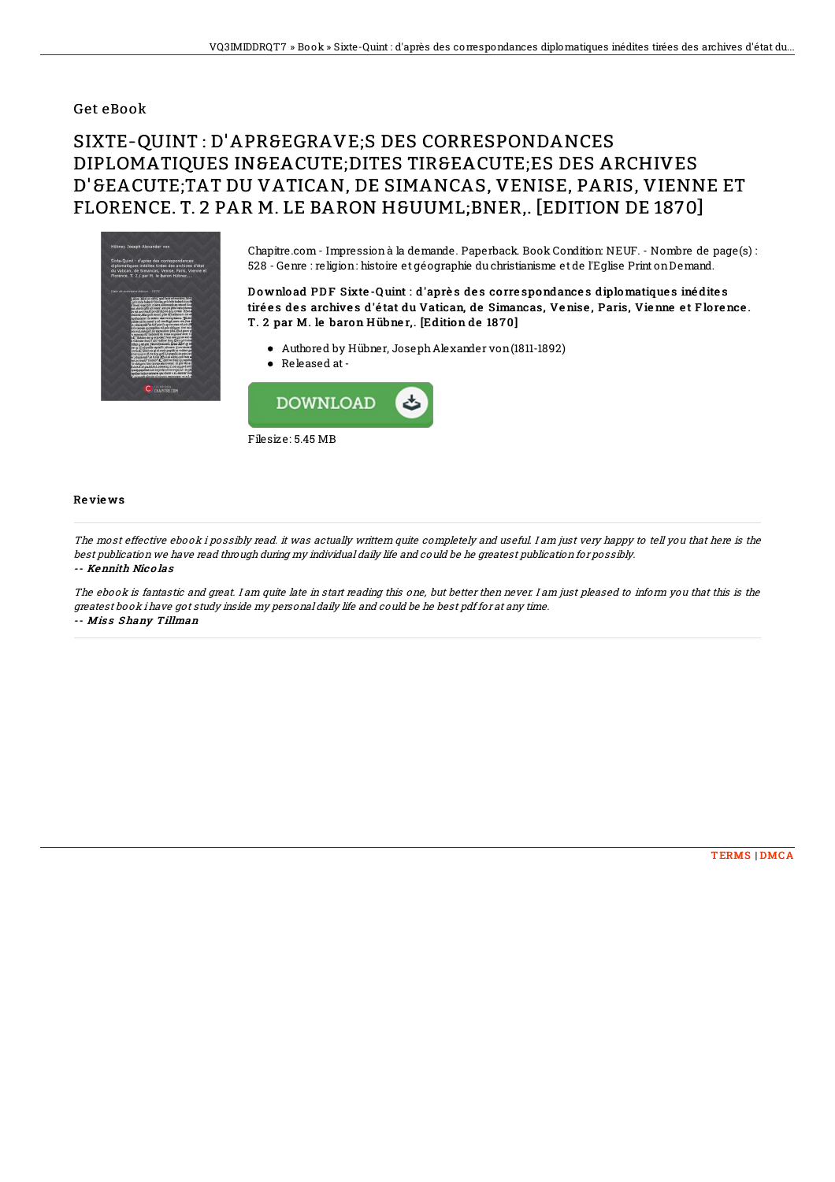Get eBook

# SIXTE-QUINT : D'APR&EGRAVE;S DES CORRESPONDANCES DIPLOMATIQUES IN&EACUTE;DITES TIR&EACUTE;ES DES ARCHIVES D'&EACUTE;TAT DU VATICAN, DE SIMANCAS, VENISE, PARIS, VIENNE ET FLORENCE. T. 2 PAR M. LE BARON H&UUML;BNER,. [EDITION DE 1870]

Chapitre.com - Impression à la demande. Paperback. Book Condition: NEUF. - Nombre de page(s) : 528 - Genre : religion: histoire et géographie du christianisme et de l'Eglise Print on Demand.

**Download PDF Sixte-Quint : d'après des correspondances diplomatiques inédites tirées des archives d'état du Vatican, de Simancas, Venise, Paris, Vienne et Florence. T. 2 par M. le baron Hübner,. [Edition de 1870]**

- Authored by Hübner, Joseph Alexander von (1811-1892)
- Released at -

DOWNLOAD

Filesize: 5.45 MB

## Reviews

*The most effective ebook i possibly read. it was actually writtern quite completely and useful. I am just very happy to tell you that here is the best publication we have read through during my individual daily life and could be he greatest publication for possibly.*

-- *Kennith Nicolas*

*The ebook is fantastic and great. I am quite late in start reading this one, but better then never. I am just pleased to inform you that this is the greatest book i have got study inside my personal daily life and could be he best pdf for at any time.*

-- *Miss Shany Tillman*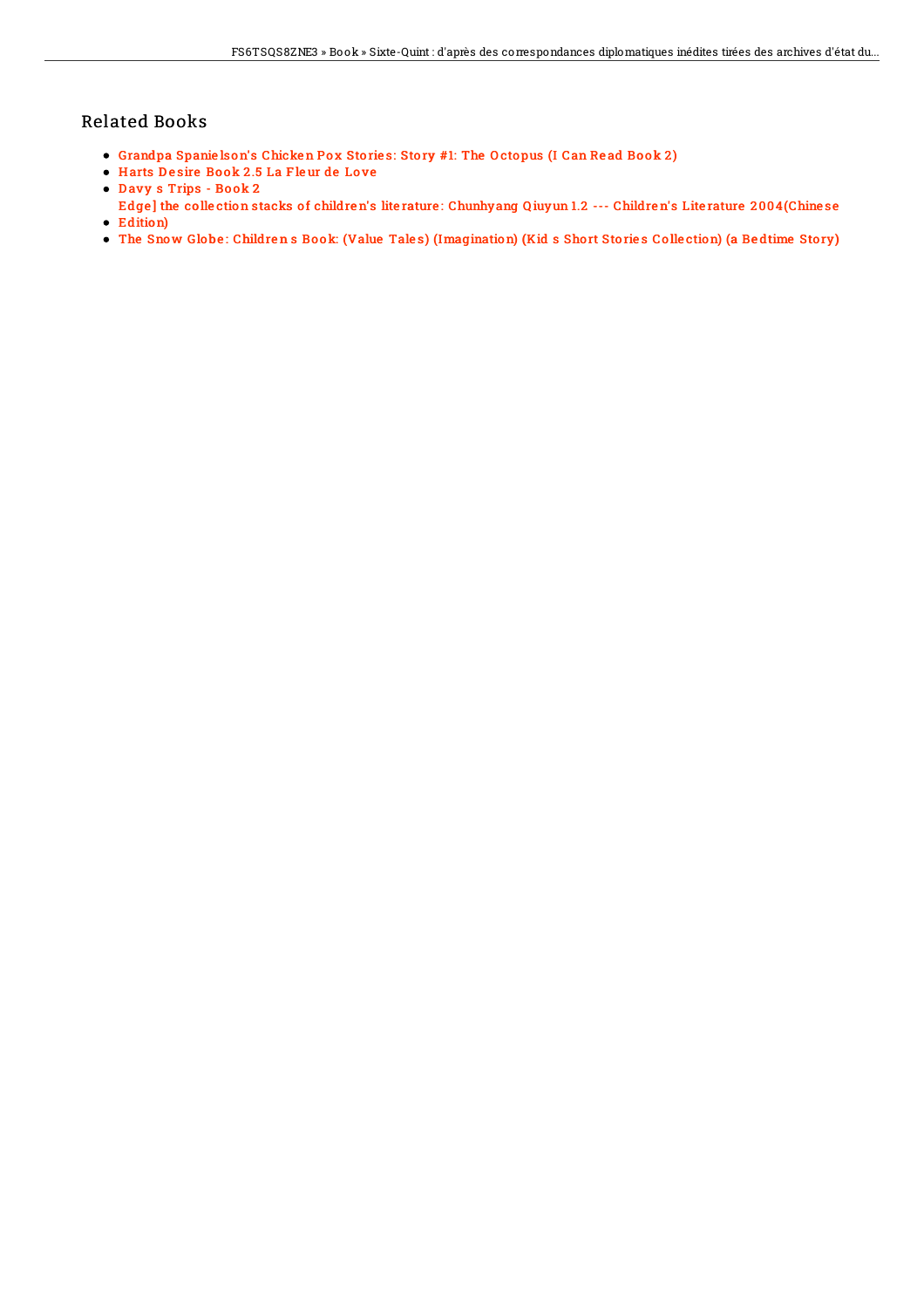## Related Books

- Grandpa Spanielson's Chicken Pox Stories: Story #1: The Octopus (I Can Read Book 2)
- Harts Desire Book 2.5 La Fleur de Love
- Davy s Trips - Book 2
- Edge] the collection stacks of children's literature: Chunhyang Qiuyun 1.2 --- Children's Literature 2004(Chinese Edition)
- The Snow Globe: Children s Book: (Value Tales) (Imagination) (Kid s Short Stories Collection) (a Bedtime Story)